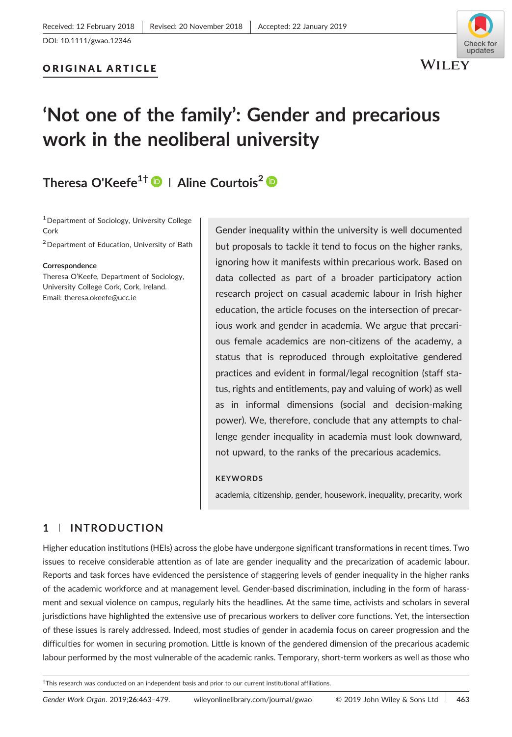Received: 12 February 2018 | Revised: 20 November 2018 | Accepted: 22 January 2019

DOI: 10.1111/gwao.12346

**ORIGINAL ARTICLE**

# 'Not one of the family': Gender and precarious work in the neoliberal university

**Theresa O'Keefe**[1†] | **Aline Courtois**[2]

[1] Department of Sociology, University College Cork

[2] Department of Education, University of Bath

**Correspondence**
Theresa O'Keefe, Department of Sociology, University College Cork, Cork, Ireland.
Email: theresa.okeefe@ucc.ie

Gender inequality within the university is well documented but proposals to tackle it tend to focus on the higher ranks, ignoring how it manifests within precarious work. Based on data collected as part of a broader participatory action research project on casual academic labour in Irish higher education, the article focuses on the intersection of precarious work and gender in academia. We argue that precarious female academics are non-citizens of the academy, a status that is reproduced through exploitative gendered practices and evident in formal/legal recognition (staff status, rights and entitlements, pay and valuing of work) as well as in informal dimensions (social and decision-making power). We, therefore, conclude that any attempts to challenge gender inequality in academia must look downward, not upward, to the ranks of the precarious academics.

**KEYWORDS**

academia, citizenship, gender, housework, inequality, precarity, work

## 1 | INTRODUCTION

Higher education institutions (HEIs) across the globe have undergone significant transformations in recent times. Two issues to receive considerable attention as of late are gender inequality and the precarization of academic labour. Reports and task forces have evidenced the persistence of staggering levels of gender inequality in the higher ranks of the academic workforce and at management level. Gender-based discrimination, including in the form of harassment and sexual violence on campus, regularly hits the headlines. At the same time, activists and scholars in several jurisdictions have highlighted the extensive use of precarious workers to deliver core functions. Yet, the intersection of these issues is rarely addressed. Indeed, most studies of gender in academia focus on career progression and the difficulties for women in securing promotion. Little is known of the gendered dimension of the precarious academic labour performed by the most vulnerable of the academic ranks. Temporary, short-term workers as well as those who

†This research was conducted on an independent basis and prior to our current institutional affiliations.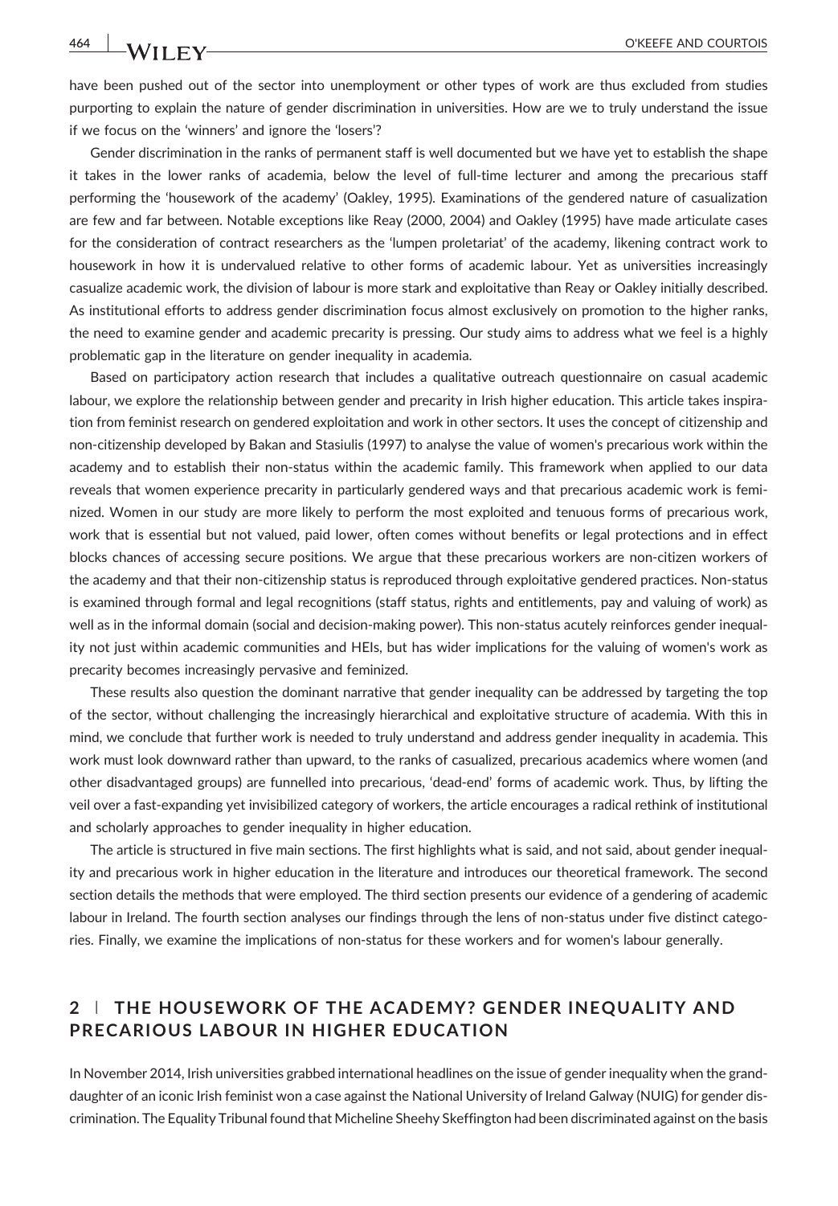have been pushed out of the sector into unemployment or other types of work are thus excluded from studies purporting to explain the nature of gender discrimination in universities. How are we to truly understand the issue if we focus on the 'winners' and ignore the 'losers'?

Gender discrimination in the ranks of permanent staff is well documented but we have yet to establish the shape it takes in the lower ranks of academia, below the level of full-time lecturer and among the precarious staff performing the 'housework of the academy' (Oakley, 1995). Examinations of the gendered nature of casualization are few and far between. Notable exceptions like Reay (2000, 2004) and Oakley (1995) have made articulate cases for the consideration of contract researchers as the 'lumpen proletariat' of the academy, likening contract work to housework in how it is undervalued relative to other forms of academic labour. Yet as universities increasingly casualize academic work, the division of labour is more stark and exploitative than Reay or Oakley initially described. As institutional efforts to address gender discrimination focus almost exclusively on promotion to the higher ranks, the need to examine gender and academic precarity is pressing. Our study aims to address what we feel is a highly problematic gap in the literature on gender inequality in academia.

Based on participatory action research that includes a qualitative outreach questionnaire on casual academic labour, we explore the relationship between gender and precarity in Irish higher education. This article takes inspiration from feminist research on gendered exploitation and work in other sectors. It uses the concept of citizenship and non-citizenship developed by Bakan and Stasiulis (1997) to analyse the value of women's precarious work within the academy and to establish their non-status within the academic family. This framework when applied to our data reveals that women experience precarity in particularly gendered ways and that precarious academic work is feminized. Women in our study are more likely to perform the most exploited and tenuous forms of precarious work, work that is essential but not valued, paid lower, often comes without benefits or legal protections and in effect blocks chances of accessing secure positions. We argue that these precarious workers are non-citizen workers of the academy and that their non-citizenship status is reproduced through exploitative gendered practices. Non-status is examined through formal and legal recognitions (staff status, rights and entitlements, pay and valuing of work) as well as in the informal domain (social and decision-making power). This non-status acutely reinforces gender inequality not just within academic communities and HEIs, but has wider implications for the valuing of women's work as precarity becomes increasingly pervasive and feminized.

These results also question the dominant narrative that gender inequality can be addressed by targeting the top of the sector, without challenging the increasingly hierarchical and exploitative structure of academia. With this in mind, we conclude that further work is needed to truly understand and address gender inequality in academia. This work must look downward rather than upward, to the ranks of casualized, precarious academics where women (and other disadvantaged groups) are funnelled into precarious, 'dead-end' forms of academic work. Thus, by lifting the veil over a fast-expanding yet invisibilized category of workers, the article encourages a radical rethink of institutional and scholarly approaches to gender inequality in higher education.

The article is structured in five main sections. The first highlights what is said, and not said, about gender inequality and precarious work in higher education in the literature and introduces our theoretical framework. The second section details the methods that were employed. The third section presents our evidence of a gendering of academic labour in Ireland. The fourth section analyses our findings through the lens of non-status under five distinct categories. Finally, we examine the implications of non-status for these workers and for women's labour generally.

## 2 | THE HOUSEWORK OF THE ACADEMY? GENDER INEQUALITY AND PRECARIOUS LABOUR IN HIGHER EDUCATION

In November 2014, Irish universities grabbed international headlines on the issue of gender inequality when the granddaughter of an iconic Irish feminist won a case against the National University of Ireland Galway (NUIG) for gender discrimination. The Equality Tribunal found that Micheline Sheehy Skeffington had been discriminated against on the basis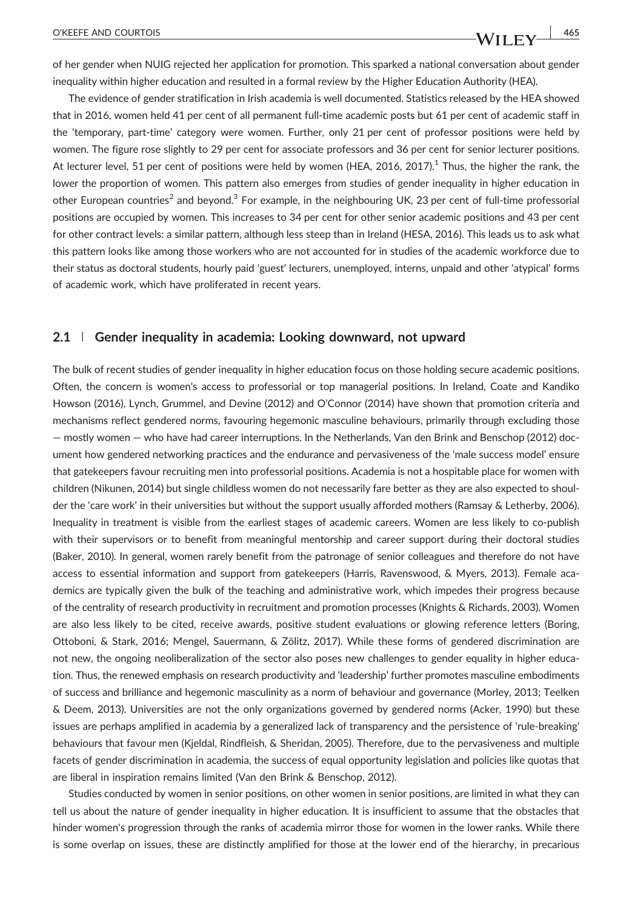of her gender when NUIG rejected her application for promotion. This sparked a national conversation about gender inequality within higher education and resulted in a formal review by the Higher Education Authority (HEA).

The evidence of gender stratification in Irish academia is well documented. Statistics released by the HEA showed that in 2016, women held 41 per cent of all permanent full-time academic posts but 61 per cent of academic staff in the 'temporary, part-time' category were women. Further, only 21 per cent of professor positions were held by women. The figure rose slightly to 29 per cent for associate professors and 36 per cent for senior lecturer positions. At lecturer level, 51 per cent of positions were held by women (HEA, 2016, 2017).[1] Thus, the higher the rank, the lower the proportion of women. This pattern also emerges from studies of gender inequality in higher education in other European countries[2] and beyond.[3] For example, in the neighbouring UK, 23 per cent of full-time professorial positions are occupied by women. This increases to 34 per cent for other senior academic positions and 43 per cent for other contract levels: a similar pattern, although less steep than in Ireland (HESA, 2016). This leads us to ask what this pattern looks like among those workers who are not accounted for in studies of the academic workforce due to their status as doctoral students, hourly paid 'guest' lecturers, unemployed, interns, unpaid and other 'atypical' forms of academic work, which have proliferated in recent years.

## 2.1 | Gender inequality in academia: Looking downward, not upward

The bulk of recent studies of gender inequality in higher education focus on those holding secure academic positions. Often, the concern is women's access to professorial or top managerial positions. In Ireland, Coate and Kandiko Howson (2016), Lynch, Grummel, and Devine (2012) and O'Connor (2014) have shown that promotion criteria and mechanisms reflect gendered norms, favouring hegemonic masculine behaviours, primarily through excluding those — mostly women — who have had career interruptions. In the Netherlands, Van den Brink and Benschop (2012) document how gendered networking practices and the endurance and pervasiveness of the 'male success model' ensure that gatekeepers favour recruiting men into professorial positions. Academia is not a hospitable place for women with children (Nikunen, 2014) but single childless women do not necessarily fare better as they are also expected to shoulder the 'care work' in their universities but without the support usually afforded mothers (Ramsay & Letherby, 2006). Inequality in treatment is visible from the earliest stages of academic careers. Women are less likely to co-publish with their supervisors or to benefit from meaningful mentorship and career support during their doctoral studies (Baker, 2010). In general, women rarely benefit from the patronage of senior colleagues and therefore do not have access to essential information and support from gatekeepers (Harris, Ravenswood, & Myers, 2013). Female academics are typically given the bulk of the teaching and administrative work, which impedes their progress because of the centrality of research productivity in recruitment and promotion processes (Knights & Richards, 2003). Women are also less likely to be cited, receive awards, positive student evaluations or glowing reference letters (Boring, Ottoboni, & Stark, 2016; Mengel, Sauermann, & Zölitz, 2017). While these forms of gendered discrimination are not new, the ongoing neoliberalization of the sector also poses new challenges to gender equality in higher education. Thus, the renewed emphasis on research productivity and 'leadership' further promotes masculine embodiments of success and brilliance and hegemonic masculinity as a norm of behaviour and governance (Morley, 2013; Teelken & Deem, 2013). Universities are not the only organizations governed by gendered norms (Acker, 1990) but these issues are perhaps amplified in academia by a generalized lack of transparency and the persistence of 'rule-breaking' behaviours that favour men (Kjeldal, Rindfleish, & Sheridan, 2005). Therefore, due to the pervasiveness and multiple facets of gender discrimination in academia, the success of equal opportunity legislation and policies like quotas that are liberal in inspiration remains limited (Van den Brink & Benschop, 2012).

Studies conducted by women in senior positions, on other women in senior positions, are limited in what they can tell us about the nature of gender inequality in higher education. It is insufficient to assume that the obstacles that hinder women's progression through the ranks of academia mirror those for women in the lower ranks. While there is some overlap on issues, these are distinctly amplified for those at the lower end of the hierarchy, in precarious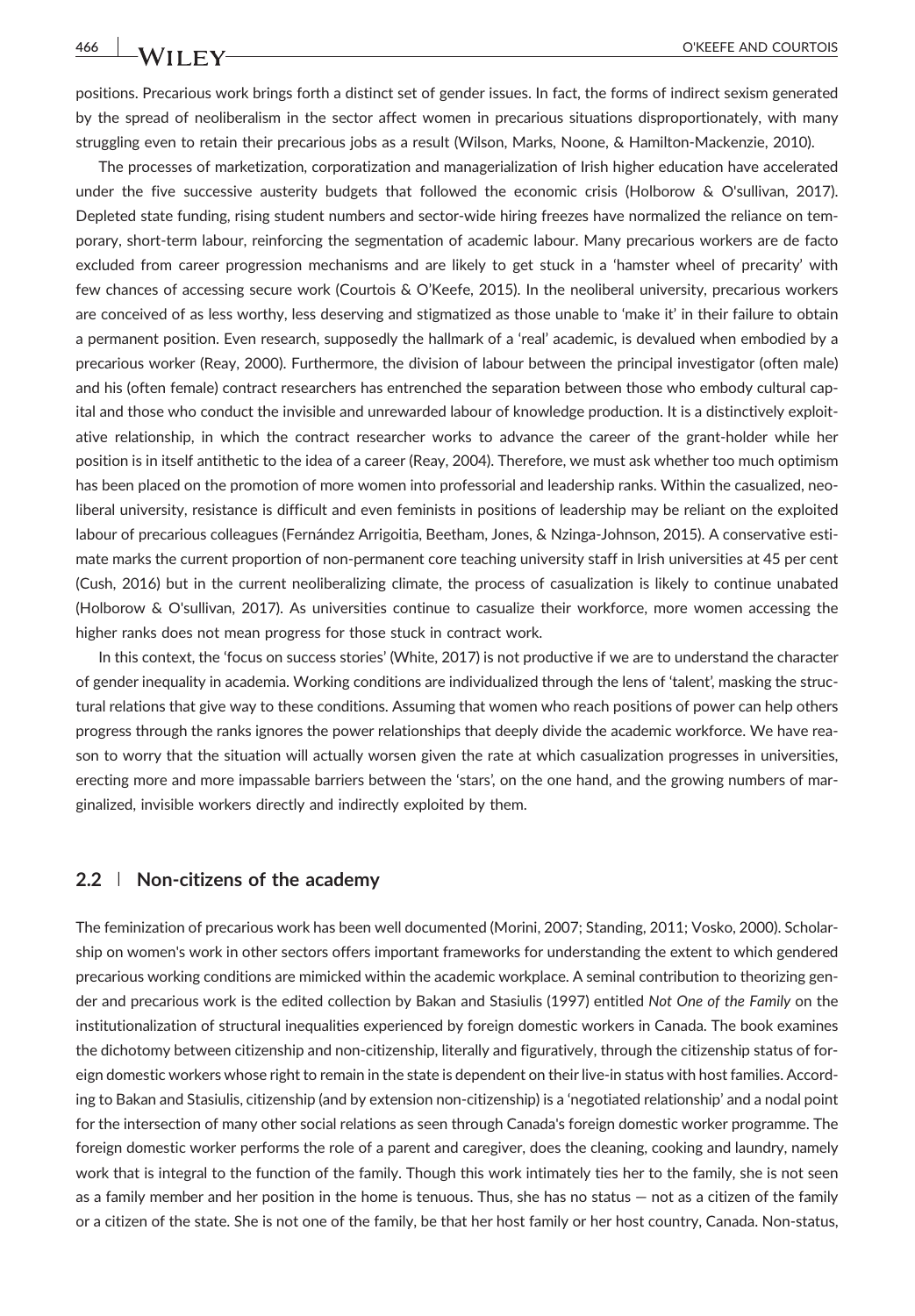positions. Precarious work brings forth a distinct set of gender issues. In fact, the forms of indirect sexism generated by the spread of neoliberalism in the sector affect women in precarious situations disproportionately, with many struggling even to retain their precarious jobs as a result (Wilson, Marks, Noone, & Hamilton-Mackenzie, 2010).

The processes of marketization, corporatization and managerialization of Irish higher education have accelerated under the five successive austerity budgets that followed the economic crisis (Holborow & O'sullivan, 2017). Depleted state funding, rising student numbers and sector-wide hiring freezes have normalized the reliance on temporary, short-term labour, reinforcing the segmentation of academic labour. Many precarious workers are de facto excluded from career progression mechanisms and are likely to get stuck in a 'hamster wheel of precarity' with few chances of accessing secure work (Courtois & O'Keefe, 2015). In the neoliberal university, precarious workers are conceived of as less worthy, less deserving and stigmatized as those unable to 'make it' in their failure to obtain a permanent position. Even research, supposedly the hallmark of a 'real' academic, is devalued when embodied by a precarious worker (Reay, 2000). Furthermore, the division of labour between the principal investigator (often male) and his (often female) contract researchers has entrenched the separation between those who embody cultural capital and those who conduct the invisible and unrewarded labour of knowledge production. It is a distinctively exploitative relationship, in which the contract researcher works to advance the career of the grant-holder while her position is in itself antithetic to the idea of a career (Reay, 2004). Therefore, we must ask whether too much optimism has been placed on the promotion of more women into professorial and leadership ranks. Within the casualized, neoliberal university, resistance is difficult and even feminists in positions of leadership may be reliant on the exploited labour of precarious colleagues (Fernández Arrigoitia, Beetham, Jones, & Nzinga-Johnson, 2015). A conservative estimate marks the current proportion of non-permanent core teaching university staff in Irish universities at 45 per cent (Cush, 2016) but in the current neoliberalizing climate, the process of casualization is likely to continue unabated (Holborow & O'sullivan, 2017). As universities continue to casualize their workforce, more women accessing the higher ranks does not mean progress for those stuck in contract work.

In this context, the 'focus on success stories' (White, 2017) is not productive if we are to understand the character of gender inequality in academia. Working conditions are individualized through the lens of 'talent', masking the structural relations that give way to these conditions. Assuming that women who reach positions of power can help others progress through the ranks ignores the power relationships that deeply divide the academic workforce. We have reason to worry that the situation will actually worsen given the rate at which casualization progresses in universities, erecting more and more impassable barriers between the 'stars', on the one hand, and the growing numbers of marginalized, invisible workers directly and indirectly exploited by them.

## 2.2 | Non-citizens of the academy

The feminization of precarious work has been well documented (Morini, 2007; Standing, 2011; Vosko, 2000). Scholarship on women's work in other sectors offers important frameworks for understanding the extent to which gendered precarious working conditions are mimicked within the academic workplace. A seminal contribution to theorizing gender and precarious work is the edited collection by Bakan and Stasiulis (1997) entitled *Not One of the Family* on the institutionalization of structural inequalities experienced by foreign domestic workers in Canada. The book examines the dichotomy between citizenship and non-citizenship, literally and figuratively, through the citizenship status of foreign domestic workers whose right to remain in the state is dependent on their live-in status with host families. According to Bakan and Stasiulis, citizenship (and by extension non-citizenship) is a 'negotiated relationship' and a nodal point for the intersection of many other social relations as seen through Canada's foreign domestic worker programme. The foreign domestic worker performs the role of a parent and caregiver, does the cleaning, cooking and laundry, namely work that is integral to the function of the family. Though this work intimately ties her to the family, she is not seen as a family member and her position in the home is tenuous. Thus, she has no status — not as a citizen of the family or a citizen of the state. She is not one of the family, be that her host family or her host country, Canada. Non-status,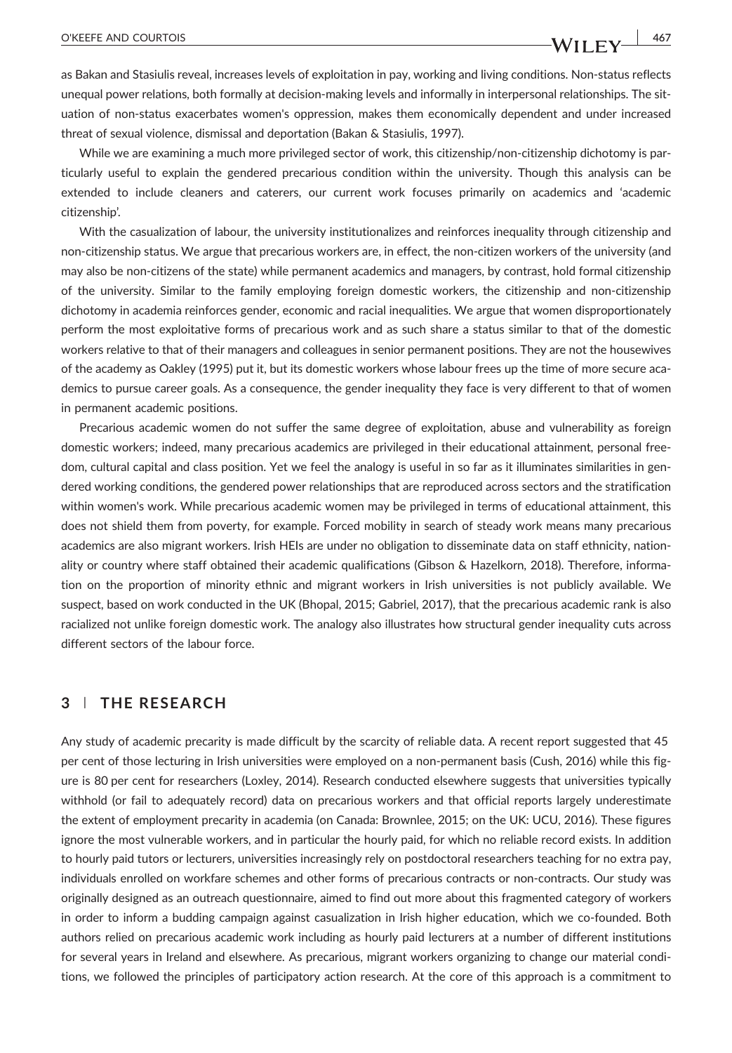as Bakan and Stasiulis reveal, increases levels of exploitation in pay, working and living conditions. Non-status reflects unequal power relations, both formally at decision-making levels and informally in interpersonal relationships. The situation of non-status exacerbates women's oppression, makes them economically dependent and under increased threat of sexual violence, dismissal and deportation (Bakan & Stasiulis, 1997).

While we are examining a much more privileged sector of work, this citizenship/non-citizenship dichotomy is particularly useful to explain the gendered precarious condition within the university. Though this analysis can be extended to include cleaners and caterers, our current work focuses primarily on academics and 'academic citizenship'.

With the casualization of labour, the university institutionalizes and reinforces inequality through citizenship and non-citizenship status. We argue that precarious workers are, in effect, the non-citizen workers of the university (and may also be non-citizens of the state) while permanent academics and managers, by contrast, hold formal citizenship of the university. Similar to the family employing foreign domestic workers, the citizenship and non-citizenship dichotomy in academia reinforces gender, economic and racial inequalities. We argue that women disproportionately perform the most exploitative forms of precarious work and as such share a status similar to that of the domestic workers relative to that of their managers and colleagues in senior permanent positions. They are not the housewives of the academy as Oakley (1995) put it, but its domestic workers whose labour frees up the time of more secure academics to pursue career goals. As a consequence, the gender inequality they face is very different to that of women in permanent academic positions.

Precarious academic women do not suffer the same degree of exploitation, abuse and vulnerability as foreign domestic workers; indeed, many precarious academics are privileged in their educational attainment, personal freedom, cultural capital and class position. Yet we feel the analogy is useful in so far as it illuminates similarities in gendered working conditions, the gendered power relationships that are reproduced across sectors and the stratification within women's work. While precarious academic women may be privileged in terms of educational attainment, this does not shield them from poverty, for example. Forced mobility in search of steady work means many precarious academics are also migrant workers. Irish HEIs are under no obligation to disseminate data on staff ethnicity, nationality or country where staff obtained their academic qualifications (Gibson & Hazelkorn, 2018). Therefore, information on the proportion of minority ethnic and migrant workers in Irish universities is not publicly available. We suspect, based on work conducted in the UK (Bhopal, 2015; Gabriel, 2017), that the precarious academic rank is also racialized not unlike foreign domestic work. The analogy also illustrates how structural gender inequality cuts across different sectors of the labour force.

## 3 | THE RESEARCH

Any study of academic precarity is made difficult by the scarcity of reliable data. A recent report suggested that 45 per cent of those lecturing in Irish universities were employed on a non-permanent basis (Cush, 2016) while this figure is 80 per cent for researchers (Loxley, 2014). Research conducted elsewhere suggests that universities typically withhold (or fail to adequately record) data on precarious workers and that official reports largely underestimate the extent of employment precarity in academia (on Canada: Brownlee, 2015; on the UK: UCU, 2016). These figures ignore the most vulnerable workers, and in particular the hourly paid, for which no reliable record exists. In addition to hourly paid tutors or lecturers, universities increasingly rely on postdoctoral researchers teaching for no extra pay, individuals enrolled on workfare schemes and other forms of precarious contracts or non-contracts. Our study was originally designed as an outreach questionnaire, aimed to find out more about this fragmented category of workers in order to inform a budding campaign against casualization in Irish higher education, which we co-founded. Both authors relied on precarious academic work including as hourly paid lecturers at a number of different institutions for several years in Ireland and elsewhere. As precarious, migrant workers organizing to change our material conditions, we followed the principles of participatory action research. At the core of this approach is a commitment to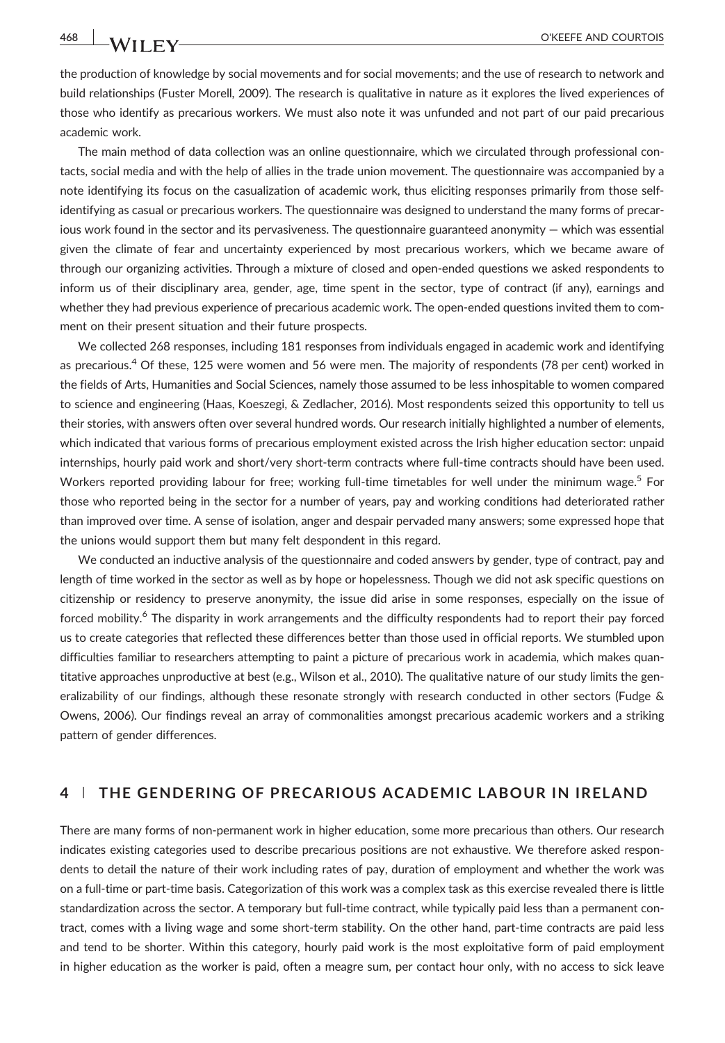the production of knowledge by social movements and for social movements; and the use of research to network and build relationships (Fuster Morell, 2009). The research is qualitative in nature as it explores the lived experiences of those who identify as precarious workers. We must also note it was unfunded and not part of our paid precarious academic work.

The main method of data collection was an online questionnaire, which we circulated through professional contacts, social media and with the help of allies in the trade union movement. The questionnaire was accompanied by a note identifying its focus on the casualization of academic work, thus eliciting responses primarily from those self-identifying as casual or precarious workers. The questionnaire was designed to understand the many forms of precarious work found in the sector and its pervasiveness. The questionnaire guaranteed anonymity — which was essential given the climate of fear and uncertainty experienced by most precarious workers, which we became aware of through our organizing activities. Through a mixture of closed and open-ended questions we asked respondents to inform us of their disciplinary area, gender, age, time spent in the sector, type of contract (if any), earnings and whether they had previous experience of precarious academic work. The open-ended questions invited them to comment on their present situation and their future prospects.

We collected 268 responses, including 181 responses from individuals engaged in academic work and identifying as precarious.[4] Of these, 125 were women and 56 were men. The majority of respondents (78 per cent) worked in the fields of Arts, Humanities and Social Sciences, namely those assumed to be less inhospitable to women compared to science and engineering (Haas, Koeszegi, & Zedlacher, 2016). Most respondents seized this opportunity to tell us their stories, with answers often over several hundred words. Our research initially highlighted a number of elements, which indicated that various forms of precarious employment existed across the Irish higher education sector: unpaid internships, hourly paid work and short/very short-term contracts where full-time contracts should have been used. Workers reported providing labour for free; working full-time timetables for well under the minimum wage.[5] For those who reported being in the sector for a number of years, pay and working conditions had deteriorated rather than improved over time. A sense of isolation, anger and despair pervaded many answers; some expressed hope that the unions would support them but many felt despondent in this regard.

We conducted an inductive analysis of the questionnaire and coded answers by gender, type of contract, pay and length of time worked in the sector as well as by hope or hopelessness. Though we did not ask specific questions on citizenship or residency to preserve anonymity, the issue did arise in some responses, especially on the issue of forced mobility.[6] The disparity in work arrangements and the difficulty respondents had to report their pay forced us to create categories that reflected these differences better than those used in official reports. We stumbled upon difficulties familiar to researchers attempting to paint a picture of precarious work in academia, which makes quantitative approaches unproductive at best (e.g., Wilson et al., 2010). The qualitative nature of our study limits the generalizability of our findings, although these resonate strongly with research conducted in other sectors (Fudge & Owens, 2006). Our findings reveal an array of commonalities amongst precarious academic workers and a striking pattern of gender differences.

## 4 | THE GENDERING OF PRECARIOUS ACADEMIC LABOUR IN IRELAND

There are many forms of non-permanent work in higher education, some more precarious than others. Our research indicates existing categories used to describe precarious positions are not exhaustive. We therefore asked respondents to detail the nature of their work including rates of pay, duration of employment and whether the work was on a full-time or part-time basis. Categorization of this work was a complex task as this exercise revealed there is little standardization across the sector. A temporary but full-time contract, while typically paid less than a permanent contract, comes with a living wage and some short-term stability. On the other hand, part-time contracts are paid less and tend to be shorter. Within this category, hourly paid work is the most exploitative form of paid employment in higher education as the worker is paid, often a meagre sum, per contact hour only, with no access to sick leave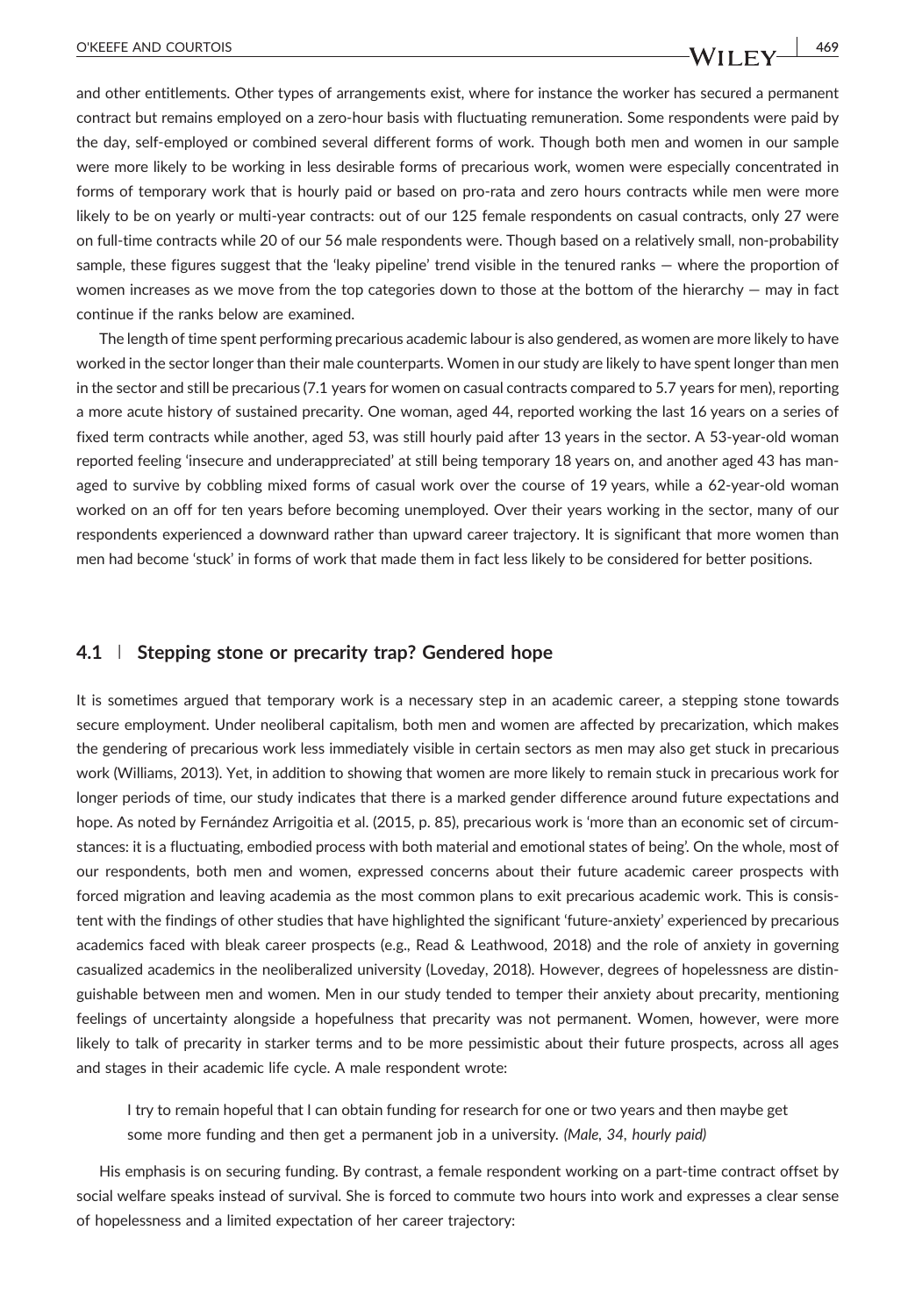and other entitlements. Other types of arrangements exist, where for instance the worker has secured a permanent contract but remains employed on a zero-hour basis with fluctuating remuneration. Some respondents were paid by the day, self-employed or combined several different forms of work. Though both men and women in our sample were more likely to be working in less desirable forms of precarious work, women were especially concentrated in forms of temporary work that is hourly paid or based on pro-rata and zero hours contracts while men were more likely to be on yearly or multi-year contracts: out of our 125 female respondents on casual contracts, only 27 were on full-time contracts while 20 of our 56 male respondents were. Though based on a relatively small, non-probability sample, these figures suggest that the 'leaky pipeline' trend visible in the tenured ranks — where the proportion of women increases as we move from the top categories down to those at the bottom of the hierarchy — may in fact continue if the ranks below are examined.

The length of time spent performing precarious academic labour is also gendered, as women are more likely to have worked in the sector longer than their male counterparts. Women in our study are likely to have spent longer than men in the sector and still be precarious (7.1 years for women on casual contracts compared to 5.7 years for men), reporting a more acute history of sustained precarity. One woman, aged 44, reported working the last 16 years on a series of fixed term contracts while another, aged 53, was still hourly paid after 13 years in the sector. A 53-year-old woman reported feeling 'insecure and underappreciated' at still being temporary 18 years on, and another aged 43 has managed to survive by cobbling mixed forms of casual work over the course of 19 years, while a 62-year-old woman worked on an off for ten years before becoming unemployed. Over their years working in the sector, many of our respondents experienced a downward rather than upward career trajectory. It is significant that more women than men had become 'stuck' in forms of work that made them in fact less likely to be considered for better positions.

### 4.1 | Stepping stone or precarity trap? Gendered hope

It is sometimes argued that temporary work is a necessary step in an academic career, a stepping stone towards secure employment. Under neoliberal capitalism, both men and women are affected by precarization, which makes the gendering of precarious work less immediately visible in certain sectors as men may also get stuck in precarious work (Williams, 2013). Yet, in addition to showing that women are more likely to remain stuck in precarious work for longer periods of time, our study indicates that there is a marked gender difference around future expectations and hope. As noted by Fernández Arrigoitia et al. (2015, p. 85), precarious work is 'more than an economic set of circumstances: it is a fluctuating, embodied process with both material and emotional states of being'. On the whole, most of our respondents, both men and women, expressed concerns about their future academic career prospects with forced migration and leaving academia as the most common plans to exit precarious academic work. This is consistent with the findings of other studies that have highlighted the significant 'future-anxiety' experienced by precarious academics faced with bleak career prospects (e.g., Read & Leathwood, 2018) and the role of anxiety in governing casualized academics in the neoliberalized university (Loveday, 2018). However, degrees of hopelessness are distinguishable between men and women. Men in our study tended to temper their anxiety about precarity, mentioning feelings of uncertainty alongside a hopefulness that precarity was not permanent. Women, however, were more likely to talk of precarity in starker terms and to be more pessimistic about their future prospects, across all ages and stages in their academic life cycle. A male respondent wrote:

> I try to remain hopeful that I can obtain funding for research for one or two years and then maybe get some more funding and then get a permanent job in a university. *(Male, 34, hourly paid)*

His emphasis is on securing funding. By contrast, a female respondent working on a part-time contract offset by social welfare speaks instead of survival. She is forced to commute two hours into work and expresses a clear sense of hopelessness and a limited expectation of her career trajectory: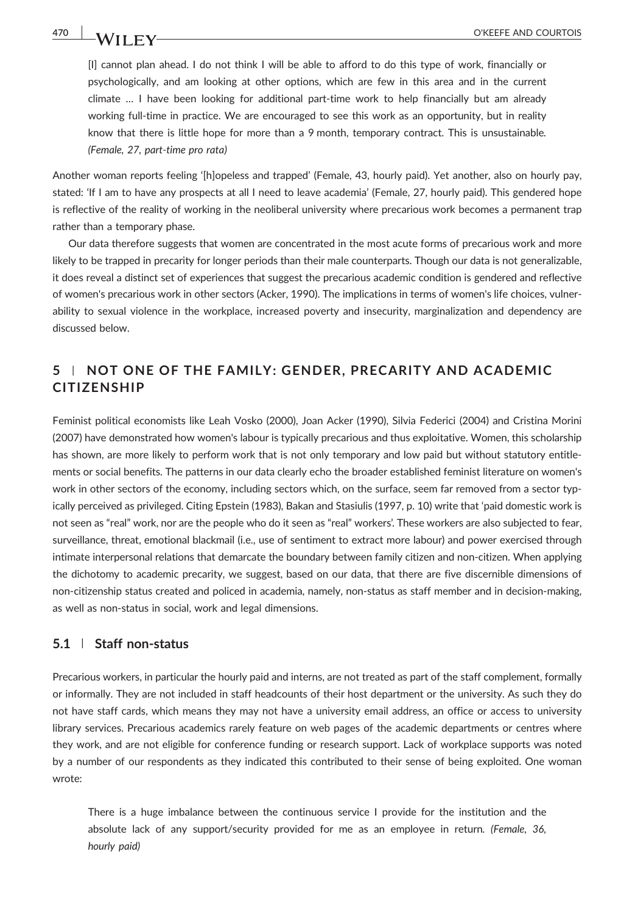> [I] cannot plan ahead. I do not think I will be able to afford to do this type of work, financially or psychologically, and am looking at other options, which are few in this area and in the current climate … I have been looking for additional part-time work to help financially but am already working full-time in practice. We are encouraged to see this work as an opportunity, but in reality know that there is little hope for more than a 9 month, temporary contract. This is unsustainable. *(Female, 27, part-time pro rata)*

Another woman reports feeling '[h]opeless and trapped' (Female, 43, hourly paid). Yet another, also on hourly pay, stated: 'If I am to have any prospects at all I need to leave academia' (Female, 27, hourly paid). This gendered hope is reflective of the reality of working in the neoliberal university where precarious work becomes a permanent trap rather than a temporary phase.

Our data therefore suggests that women are concentrated in the most acute forms of precarious work and more likely to be trapped in precarity for longer periods than their male counterparts. Though our data is not generalizable, it does reveal a distinct set of experiences that suggest the precarious academic condition is gendered and reflective of women's precarious work in other sectors (Acker, 1990). The implications in terms of women's life choices, vulnerability to sexual violence in the workplace, increased poverty and insecurity, marginalization and dependency are discussed below.

## 5 | NOT ONE OF THE FAMILY: GENDER, PRECARITY AND ACADEMIC CITIZENSHIP

Feminist political economists like Leah Vosko (2000), Joan Acker (1990), Silvia Federici (2004) and Cristina Morini (2007) have demonstrated how women's labour is typically precarious and thus exploitative. Women, this scholarship has shown, are more likely to perform work that is not only temporary and low paid but without statutory entitlements or social benefits. The patterns in our data clearly echo the broader established feminist literature on women's work in other sectors of the economy, including sectors which, on the surface, seem far removed from a sector typically perceived as privileged. Citing Epstein (1983), Bakan and Stasiulis (1997, p. 10) write that 'paid domestic work is not seen as "real" work, nor are the people who do it seen as "real" workers'. These workers are also subjected to fear, surveillance, threat, emotional blackmail (i.e., use of sentiment to extract more labour) and power exercised through intimate interpersonal relations that demarcate the boundary between family citizen and non-citizen. When applying the dichotomy to academic precarity, we suggest, based on our data, that there are five discernible dimensions of non-citizenship status created and policed in academia, namely, non-status as staff member and in decision-making, as well as non-status in social, work and legal dimensions.

### 5.1 | Staff non-status

Precarious workers, in particular the hourly paid and interns, are not treated as part of the staff complement, formally or informally. They are not included in staff headcounts of their host department or the university. As such they do not have staff cards, which means they may not have a university email address, an office or access to university library services. Precarious academics rarely feature on web pages of the academic departments or centres where they work, and are not eligible for conference funding or research support. Lack of workplace supports was noted by a number of our respondents as they indicated this contributed to their sense of being exploited. One woman wrote:

> There is a huge imbalance between the continuous service I provide for the institution and the absolute lack of any support/security provided for me as an employee in return. *(Female, 36, hourly paid)*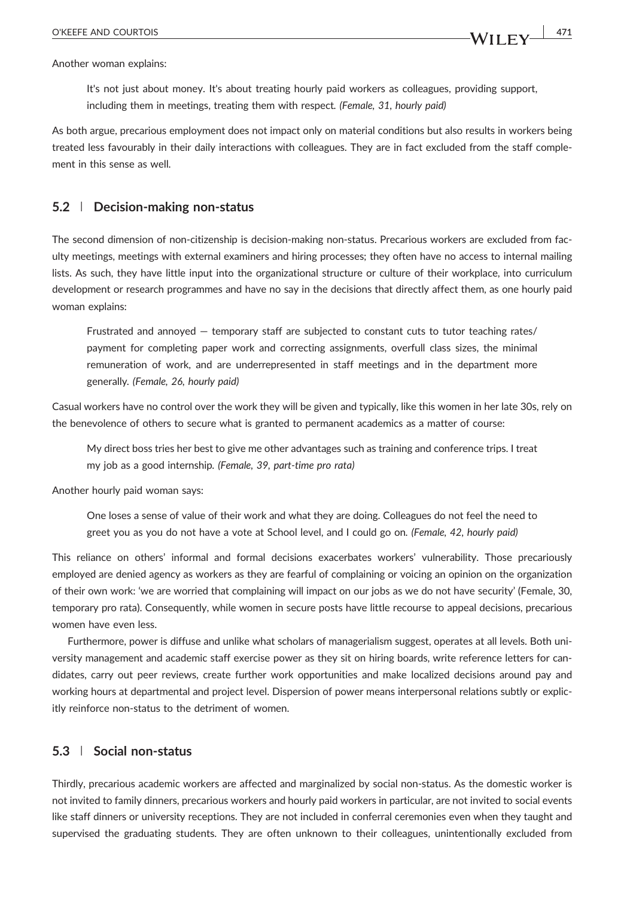Another woman explains:

> It's not just about money. It's about treating hourly paid workers as colleagues, providing support, including them in meetings, treating them with respect. *(Female, 31, hourly paid)*

As both argue, precarious employment does not impact only on material conditions but also results in workers being treated less favourably in their daily interactions with colleagues. They are in fact excluded from the staff complement in this sense as well.

### 5.2 | Decision-making non-status

The second dimension of non-citizenship is decision-making non-status. Precarious workers are excluded from faculty meetings, meetings with external examiners and hiring processes; they often have no access to internal mailing lists. As such, they have little input into the organizational structure or culture of their workplace, into curriculum development or research programmes and have no say in the decisions that directly affect them, as one hourly paid woman explains:

> Frustrated and annoyed — temporary staff are subjected to constant cuts to tutor teaching rates/payment for completing paper work and correcting assignments, overfull class sizes, the minimal remuneration of work, and are underrepresented in staff meetings and in the department more generally. *(Female, 26, hourly paid)*

Casual workers have no control over the work they will be given and typically, like this women in her late 30s, rely on the benevolence of others to secure what is granted to permanent academics as a matter of course:

> My direct boss tries her best to give me other advantages such as training and conference trips. I treat my job as a good internship. *(Female, 39, part-time pro rata)*

Another hourly paid woman says:

> One loses a sense of value of their work and what they are doing. Colleagues do not feel the need to greet you as you do not have a vote at School level, and I could go on. *(Female, 42, hourly paid)*

This reliance on others' informal and formal decisions exacerbates workers' vulnerability. Those precariously employed are denied agency as workers as they are fearful of complaining or voicing an opinion on the organization of their own work: 'we are worried that complaining will impact on our jobs as we do not have security' (Female, 30, temporary pro rata). Consequently, while women in secure posts have little recourse to appeal decisions, precarious women have even less.

Furthermore, power is diffuse and unlike what scholars of managerialism suggest, operates at all levels. Both university management and academic staff exercise power as they sit on hiring boards, write reference letters for candidates, carry out peer reviews, create further work opportunities and make localized decisions around pay and working hours at departmental and project level. Dispersion of power means interpersonal relations subtly or explicitly reinforce non-status to the detriment of women.

### 5.3 | Social non-status

Thirdly, precarious academic workers are affected and marginalized by social non-status. As the domestic worker is not invited to family dinners, precarious workers and hourly paid workers in particular, are not invited to social events like staff dinners or university receptions. They are not included in conferral ceremonies even when they taught and supervised the graduating students. They are often unknown to their colleagues, unintentionally excluded from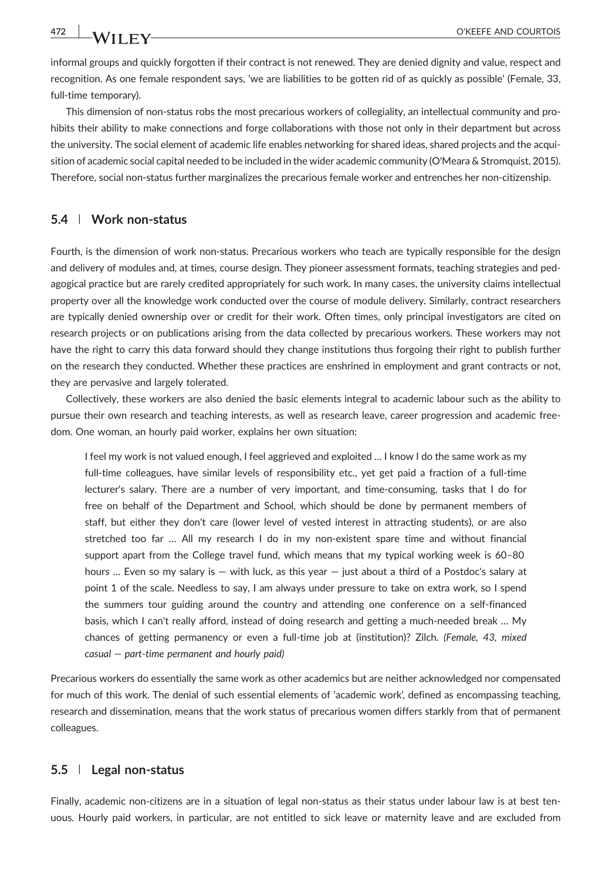informal groups and quickly forgotten if their contract is not renewed. They are denied dignity and value, respect and recognition. As one female respondent says, 'we are liabilities to be gotten rid of as quickly as possible' (Female, 33, full-time temporary).

This dimension of non-status robs the most precarious workers of collegiality, an intellectual community and prohibits their ability to make connections and forge collaborations with those not only in their department but across the university. The social element of academic life enables networking for shared ideas, shared projects and the acquisition of academic social capital needed to be included in the wider academic community (O'Meara & Stromquist, 2015). Therefore, social non-status further marginalizes the precarious female worker and entrenches her non-citizenship.

### 5.4 | Work non-status

Fourth, is the dimension of work non-status. Precarious workers who teach are typically responsible for the design and delivery of modules and, at times, course design. They pioneer assessment formats, teaching strategies and pedagogical practice but are rarely credited appropriately for such work. In many cases, the university claims intellectual property over all the knowledge work conducted over the course of module delivery. Similarly, contract researchers are typically denied ownership over or credit for their work. Often times, only principal investigators are cited on research projects or on publications arising from the data collected by precarious workers. These workers may not have the right to carry this data forward should they change institutions thus forgoing their right to publish further on the research they conducted. Whether these practices are enshrined in employment and grant contracts or not, they are pervasive and largely tolerated.

Collectively, these workers are also denied the basic elements integral to academic labour such as the ability to pursue their own research and teaching interests, as well as research leave, career progression and academic freedom. One woman, an hourly paid worker, explains her own situation:

> I feel my work is not valued enough, I feel aggrieved and exploited … I know I do the same work as my full-time colleagues, have similar levels of responsibility etc., yet get paid a fraction of a full-time lecturer's salary. There are a number of very important, and time-consuming, tasks that I do for free on behalf of the Department and School, which should be done by permanent members of staff, but either they don't care (lower level of vested interest in attracting students), or are also stretched too far … All my research I do in my non-existent spare time and without financial support apart from the College travel fund, which means that my typical working week is 60–80 hours … Even so my salary is — with luck, as this year — just about a third of a Postdoc's salary at point 1 of the scale. Needless to say, I am always under pressure to take on extra work, so I spend the summers tour guiding around the country and attending one conference on a self-financed basis, which I can't really afford, instead of doing research and getting a much-needed break … My chances of getting permanency or even a full-time job at (institution)? Zilch. *(Female, 43, mixed casual — part-time permanent and hourly paid)*

Precarious workers do essentially the same work as other academics but are neither acknowledged nor compensated for much of this work. The denial of such essential elements of 'academic work', defined as encompassing teaching, research and dissemination, means that the work status of precarious women differs starkly from that of permanent colleagues.

### 5.5 | Legal non-status

Finally, academic non-citizens are in a situation of legal non-status as their status under labour law is at best tenuous. Hourly paid workers, in particular, are not entitled to sick leave or maternity leave and are excluded from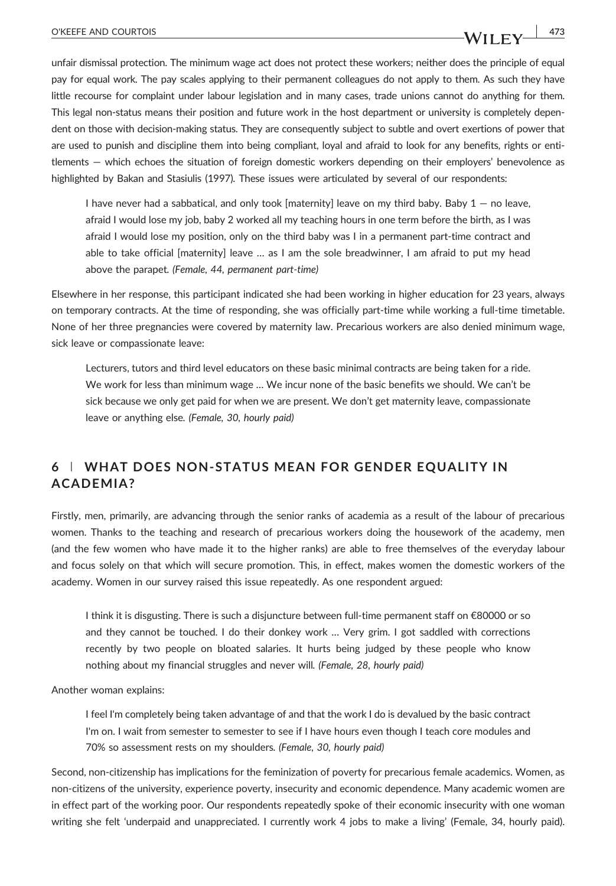unfair dismissal protection. The minimum wage act does not protect these workers; neither does the principle of equal pay for equal work. The pay scales applying to their permanent colleagues do not apply to them. As such they have little recourse for complaint under labour legislation and in many cases, trade unions cannot do anything for them. This legal non-status means their position and future work in the host department or university is completely dependent on those with decision-making status. They are consequently subject to subtle and overt exertions of power that are used to punish and discipline them into being compliant, loyal and afraid to look for any benefits, rights or entitlements — which echoes the situation of foreign domestic workers depending on their employers' benevolence as highlighted by Bakan and Stasiulis (1997). These issues were articulated by several of our respondents:

> I have never had a sabbatical, and only took [maternity] leave on my third baby. Baby 1 — no leave, afraid I would lose my job, baby 2 worked all my teaching hours in one term before the birth, as I was afraid I would lose my position, only on the third baby was I in a permanent part-time contract and able to take official [maternity] leave … as I am the sole breadwinner, I am afraid to put my head above the parapet. *(Female, 44, permanent part-time)*

Elsewhere in her response, this participant indicated she had been working in higher education for 23 years, always on temporary contracts. At the time of responding, she was officially part-time while working a full-time timetable. None of her three pregnancies were covered by maternity law. Precarious workers are also denied minimum wage, sick leave or compassionate leave:

> Lecturers, tutors and third level educators on these basic minimal contracts are being taken for a ride. We work for less than minimum wage … We incur none of the basic benefits we should. We can't be sick because we only get paid for when we are present. We don't get maternity leave, compassionate leave or anything else. *(Female, 30, hourly paid)*

## 6 | WHAT DOES NON-STATUS MEAN FOR GENDER EQUALITY IN ACADEMIA?

Firstly, men, primarily, are advancing through the senior ranks of academia as a result of the labour of precarious women. Thanks to the teaching and research of precarious workers doing the housework of the academy, men (and the few women who have made it to the higher ranks) are able to free themselves of the everyday labour and focus solely on that which will secure promotion. This, in effect, makes women the domestic workers of the academy. Women in our survey raised this issue repeatedly. As one respondent argued:

> I think it is disgusting. There is such a disjuncture between full-time permanent staff on €80000 or so and they cannot be touched. I do their donkey work … Very grim. I got saddled with corrections recently by two people on bloated salaries. It hurts being judged by these people who know nothing about my financial struggles and never will. *(Female, 28, hourly paid)*

Another woman explains:

> I feel I'm completely being taken advantage of and that the work I do is devalued by the basic contract I'm on. I wait from semester to semester to see if I have hours even though I teach core modules and 70% so assessment rests on my shoulders. *(Female, 30, hourly paid)*

Second, non-citizenship has implications for the feminization of poverty for precarious female academics. Women, as non-citizens of the university, experience poverty, insecurity and economic dependence. Many academic women are in effect part of the working poor. Our respondents repeatedly spoke of their economic insecurity with one woman writing she felt 'underpaid and unappreciated. I currently work 4 jobs to make a living' (Female, 34, hourly paid).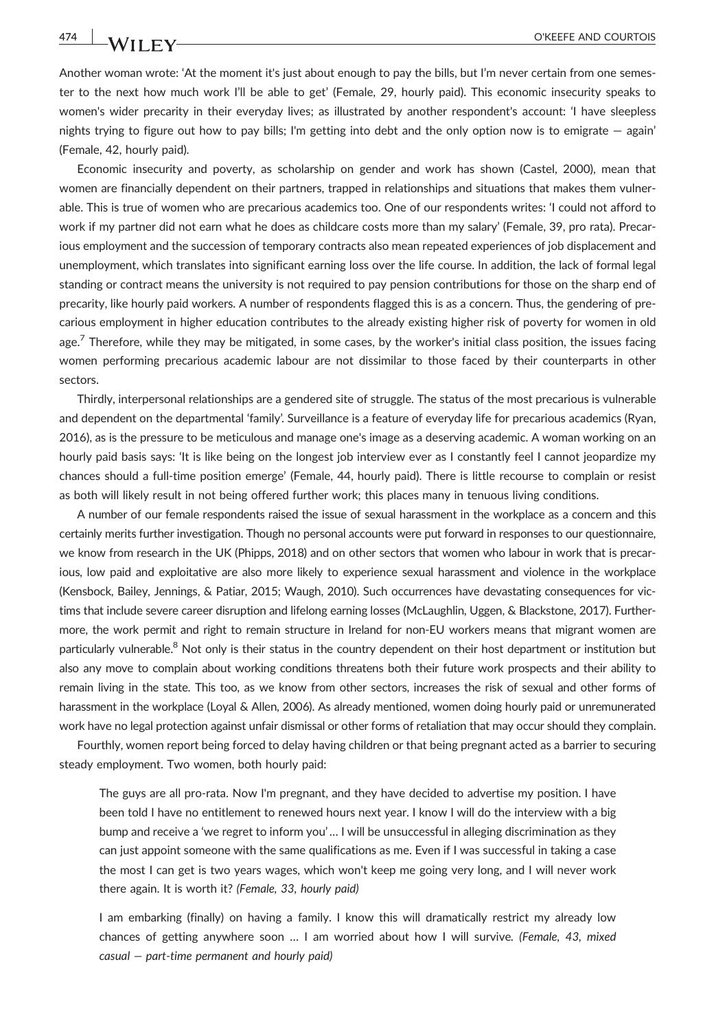Another woman wrote: 'At the moment it's just about enough to pay the bills, but I'm never certain from one semester to the next how much work I'll be able to get' (Female, 29, hourly paid). This economic insecurity speaks to women's wider precarity in their everyday lives; as illustrated by another respondent's account: 'I have sleepless nights trying to figure out how to pay bills; I'm getting into debt and the only option now is to emigrate — again' (Female, 42, hourly paid).

Economic insecurity and poverty, as scholarship on gender and work has shown (Castel, 2000), mean that women are financially dependent on their partners, trapped in relationships and situations that makes them vulnerable. This is true of women who are precarious academics too. One of our respondents writes: 'I could not afford to work if my partner did not earn what he does as childcare costs more than my salary' (Female, 39, pro rata). Precarious employment and the succession of temporary contracts also mean repeated experiences of job displacement and unemployment, which translates into significant earning loss over the life course. In addition, the lack of formal legal standing or contract means the university is not required to pay pension contributions for those on the sharp end of precarity, like hourly paid workers. A number of respondents flagged this is as a concern. Thus, the gendering of precarious employment in higher education contributes to the already existing higher risk of poverty for women in old age.[7] Therefore, while they may be mitigated, in some cases, by the worker's initial class position, the issues facing women performing precarious academic labour are not dissimilar to those faced by their counterparts in other sectors.

Thirdly, interpersonal relationships are a gendered site of struggle. The status of the most precarious is vulnerable and dependent on the departmental 'family'. Surveillance is a feature of everyday life for precarious academics (Ryan, 2016), as is the pressure to be meticulous and manage one's image as a deserving academic. A woman working on an hourly paid basis says: 'It is like being on the longest job interview ever as I constantly feel I cannot jeopardize my chances should a full-time position emerge' (Female, 44, hourly paid). There is little recourse to complain or resist as both will likely result in not being offered further work; this places many in tenuous living conditions.

A number of our female respondents raised the issue of sexual harassment in the workplace as a concern and this certainly merits further investigation. Though no personal accounts were put forward in responses to our questionnaire, we know from research in the UK (Phipps, 2018) and on other sectors that women who labour in work that is precarious, low paid and exploitative are also more likely to experience sexual harassment and violence in the workplace (Kensbock, Bailey, Jennings, & Patiar, 2015; Waugh, 2010). Such occurrences have devastating consequences for victims that include severe career disruption and lifelong earning losses (McLaughlin, Uggen, & Blackstone, 2017). Furthermore, the work permit and right to remain structure in Ireland for non-EU workers means that migrant women are particularly vulnerable.[8] Not only is their status in the country dependent on their host department or institution but also any move to complain about working conditions threatens both their future work prospects and their ability to remain living in the state. This too, as we know from other sectors, increases the risk of sexual and other forms of harassment in the workplace (Loyal & Allen, 2006). As already mentioned, women doing hourly paid or unremunerated work have no legal protection against unfair dismissal or other forms of retaliation that may occur should they complain.

Fourthly, women report being forced to delay having children or that being pregnant acted as a barrier to securing steady employment. Two women, both hourly paid:

> The guys are all pro-rata. Now I'm pregnant, and they have decided to advertise my position. I have been told I have no entitlement to renewed hours next year. I know I will do the interview with a big bump and receive a 'we regret to inform you'… I will be unsuccessful in alleging discrimination as they can just appoint someone with the same qualifications as me. Even if I was successful in taking a case the most I can get is two years wages, which won't keep me going very long, and I will never work there again. It is worth it? *(Female, 33, hourly paid)*

> I am embarking (finally) on having a family. I know this will dramatically restrict my already low chances of getting anywhere soon … I am worried about how I will survive. *(Female, 43, mixed casual — part-time permanent and hourly paid)*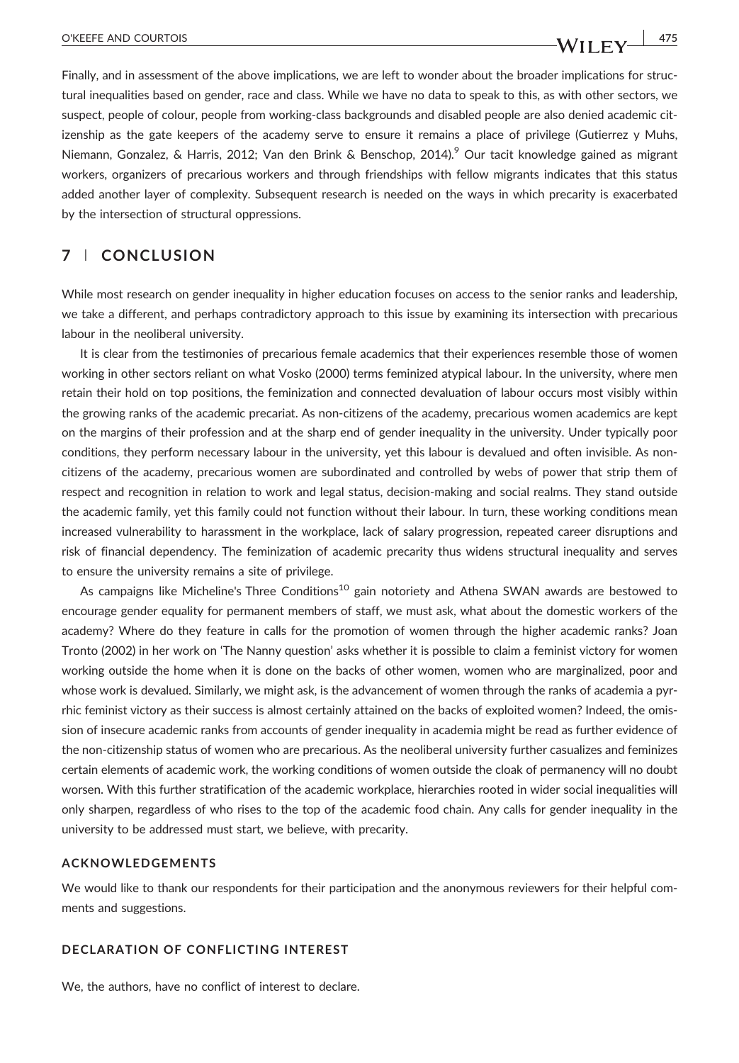Finally, and in assessment of the above implications, we are left to wonder about the broader implications for structural inequalities based on gender, race and class. While we have no data to speak to this, as with other sectors, we suspect, people of colour, people from working-class backgrounds and disabled people are also denied academic citizenship as the gate keepers of the academy serve to ensure it remains a place of privilege (Gutierrez y Muhs, Niemann, Gonzalez, & Harris, 2012; Van den Brink & Benschop, 2014).[9] Our tacit knowledge gained as migrant workers, organizers of precarious workers and through friendships with fellow migrants indicates that this status added another layer of complexity. Subsequent research is needed on the ways in which precarity is exacerbated by the intersection of structural oppressions.

## 7 | CONCLUSION

While most research on gender inequality in higher education focuses on access to the senior ranks and leadership, we take a different, and perhaps contradictory approach to this issue by examining its intersection with precarious labour in the neoliberal university.

It is clear from the testimonies of precarious female academics that their experiences resemble those of women working in other sectors reliant on what Vosko (2000) terms feminized atypical labour. In the university, where men retain their hold on top positions, the feminization and connected devaluation of labour occurs most visibly within the growing ranks of the academic precariat. As non-citizens of the academy, precarious women academics are kept on the margins of their profession and at the sharp end of gender inequality in the university. Under typically poor conditions, they perform necessary labour in the university, yet this labour is devalued and often invisible. As non-citizens of the academy, precarious women are subordinated and controlled by webs of power that strip them of respect and recognition in relation to work and legal status, decision-making and social realms. They stand outside the academic family, yet this family could not function without their labour. In turn, these working conditions mean increased vulnerability to harassment in the workplace, lack of salary progression, repeated career disruptions and risk of financial dependency. The feminization of academic precarity thus widens structural inequality and serves to ensure the university remains a site of privilege.

As campaigns like Micheline's Three Conditions[10] gain notoriety and Athena SWAN awards are bestowed to encourage gender equality for permanent members of staff, we must ask, what about the domestic workers of the academy? Where do they feature in calls for the promotion of women through the higher academic ranks? Joan Tronto (2002) in her work on 'The Nanny question' asks whether it is possible to claim a feminist victory for women working outside the home when it is done on the backs of other women, women who are marginalized, poor and whose work is devalued. Similarly, we might ask, is the advancement of women through the ranks of academia a pyrrhic feminist victory as their success is almost certainly attained on the backs of exploited women? Indeed, the omission of insecure academic ranks from accounts of gender inequality in academia might be read as further evidence of the non-citizenship status of women who are precarious. As the neoliberal university further casualizes and feminizes certain elements of academic work, the working conditions of women outside the cloak of permanency will no doubt worsen. With this further stratification of the academic workplace, hierarchies rooted in wider social inequalities will only sharpen, regardless of who rises to the top of the academic food chain. Any calls for gender inequality in the university to be addressed must start, we believe, with precarity.

### ACKNOWLEDGEMENTS

We would like to thank our respondents for their participation and the anonymous reviewers for their helpful comments and suggestions.

### DECLARATION OF CONFLICTING INTEREST

We, the authors, have no conflict of interest to declare.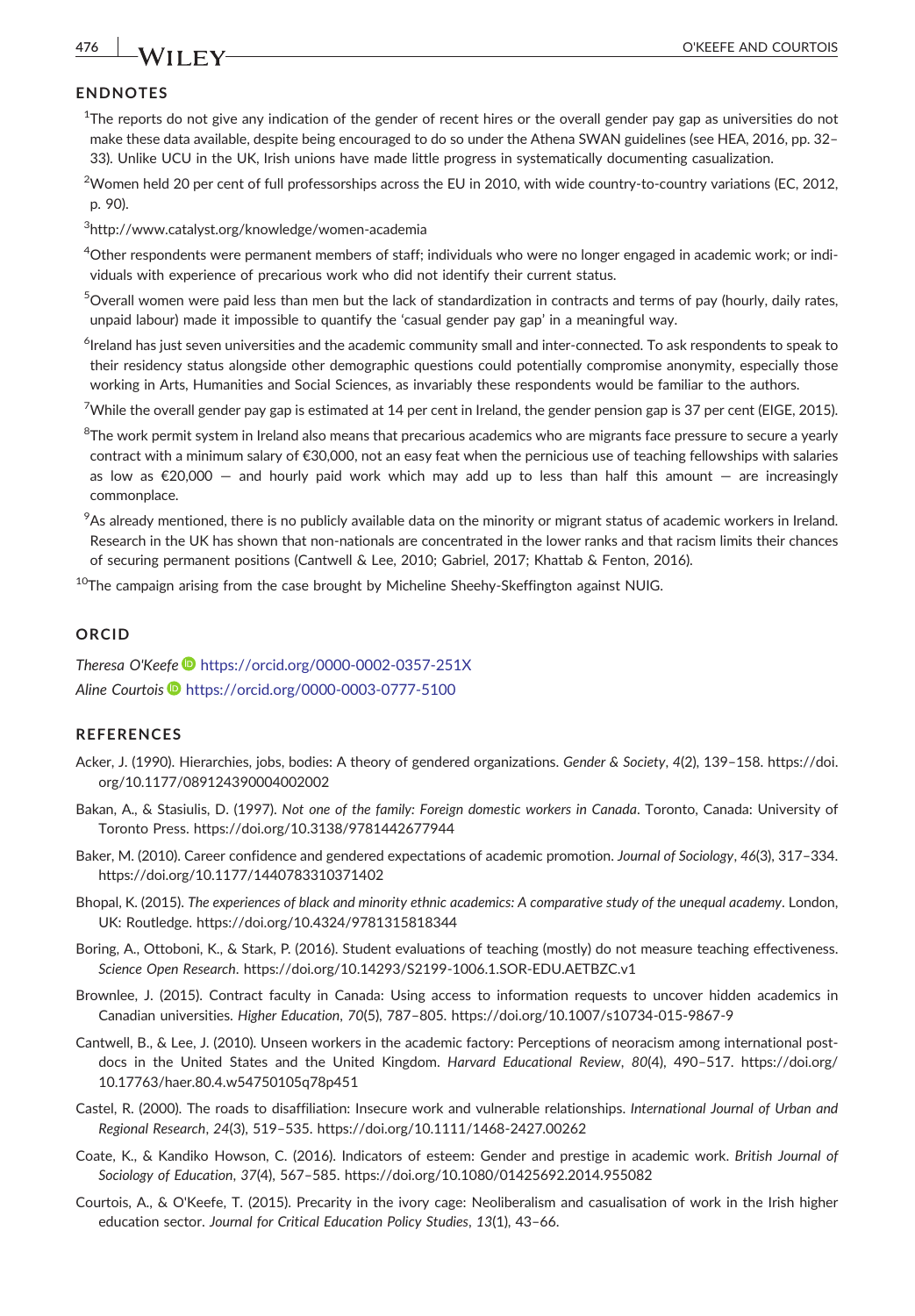## ENDNOTES

[1]The reports do not give any indication of the gender of recent hires or the overall gender pay gap as universities do not make these data available, despite being encouraged to do so under the Athena SWAN guidelines (see HEA, 2016, pp. 32–33). Unlike UCU in the UK, Irish unions have made little progress in systematically documenting casualization.

[2]Women held 20 per cent of full professorships across the EU in 2010, with wide country-to-country variations (EC, 2012, p. 90).

[3]http://www.catalyst.org/knowledge/women-academia

[4]Other respondents were permanent members of staff; individuals who were no longer engaged in academic work; or individuals with experience of precarious work who did not identify their current status.

[5]Overall women were paid less than men but the lack of standardization in contracts and terms of pay (hourly, daily rates, unpaid labour) made it impossible to quantify the 'casual gender pay gap' in a meaningful way.

[6]Ireland has just seven universities and the academic community small and inter-connected. To ask respondents to speak to their residency status alongside other demographic questions could potentially compromise anonymity, especially those working in Arts, Humanities and Social Sciences, as invariably these respondents would be familiar to the authors.

[7]While the overall gender pay gap is estimated at 14 per cent in Ireland, the gender pension gap is 37 per cent (EIGE, 2015).

[8]The work permit system in Ireland also means that precarious academics who are migrants face pressure to secure a yearly contract with a minimum salary of €30,000, not an easy feat when the pernicious use of teaching fellowships with salaries as low as €20,000 — and hourly paid work which may add up to less than half this amount — are increasingly commonplace.

[9]As already mentioned, there is no publicly available data on the minority or migrant status of academic workers in Ireland. Research in the UK has shown that non-nationals are concentrated in the lower ranks and that racism limits their chances of securing permanent positions (Cantwell & Lee, 2010; Gabriel, 2017; Khattab & Fenton, 2016).

[10]The campaign arising from the case brought by Micheline Sheehy-Skeffington against NUIG.

## ORCID

*Theresa O'Keefe* https://orcid.org/0000-0002-0357-251X

*Aline Courtois* https://orcid.org/0000-0003-0777-5100

## REFERENCES

Acker, J. (1990). Hierarchies, jobs, bodies: A theory of gendered organizations. *Gender & Society*, *4*(2), 139–158. https://doi.org/10.1177/089124390004002002

Bakan, A., & Stasiulis, D. (1997). *Not one of the family: Foreign domestic workers in Canada*. Toronto, Canada: University of Toronto Press. https://doi.org/10.3138/9781442677944

Baker, M. (2010). Career confidence and gendered expectations of academic promotion. *Journal of Sociology*, *46*(3), 317–334. https://doi.org/10.1177/1440783310371402

Bhopal, K. (2015). *The experiences of black and minority ethnic academics: A comparative study of the unequal academy*. London, UK: Routledge. https://doi.org/10.4324/9781315818344

Boring, A., Ottoboni, K., & Stark, P. (2016). Student evaluations of teaching (mostly) do not measure teaching effectiveness. *Science Open Research*. https://doi.org/10.14293/S2199-1006.1.SOR-EDU.AETBZC.v1

Brownlee, J. (2015). Contract faculty in Canada: Using access to information requests to uncover hidden academics in Canadian universities. *Higher Education*, *70*(5), 787–805. https://doi.org/10.1007/s10734-015-9867-9

Cantwell, B., & Lee, J. (2010). Unseen workers in the academic factory: Perceptions of neoracism among international postdocs in the United States and the United Kingdom. *Harvard Educational Review*, *80*(4), 490–517. https://doi.org/10.17763/haer.80.4.w54750105q78p451

Castel, R. (2000). The roads to disaffiliation: Insecure work and vulnerable relationships. *International Journal of Urban and Regional Research*, *24*(3), 519–535. https://doi.org/10.1111/1468-2427.00262

Coate, K., & Kandiko Howson, C. (2016). Indicators of esteem: Gender and prestige in academic work. *British Journal of Sociology of Education*, *37*(4), 567–585. https://doi.org/10.1080/01425692.2014.955082

Courtois, A., & O'Keefe, T. (2015). Precarity in the ivory cage: Neoliberalism and casualisation of work in the Irish higher education sector. *Journal for Critical Education Policy Studies*, *13*(1), 43–66.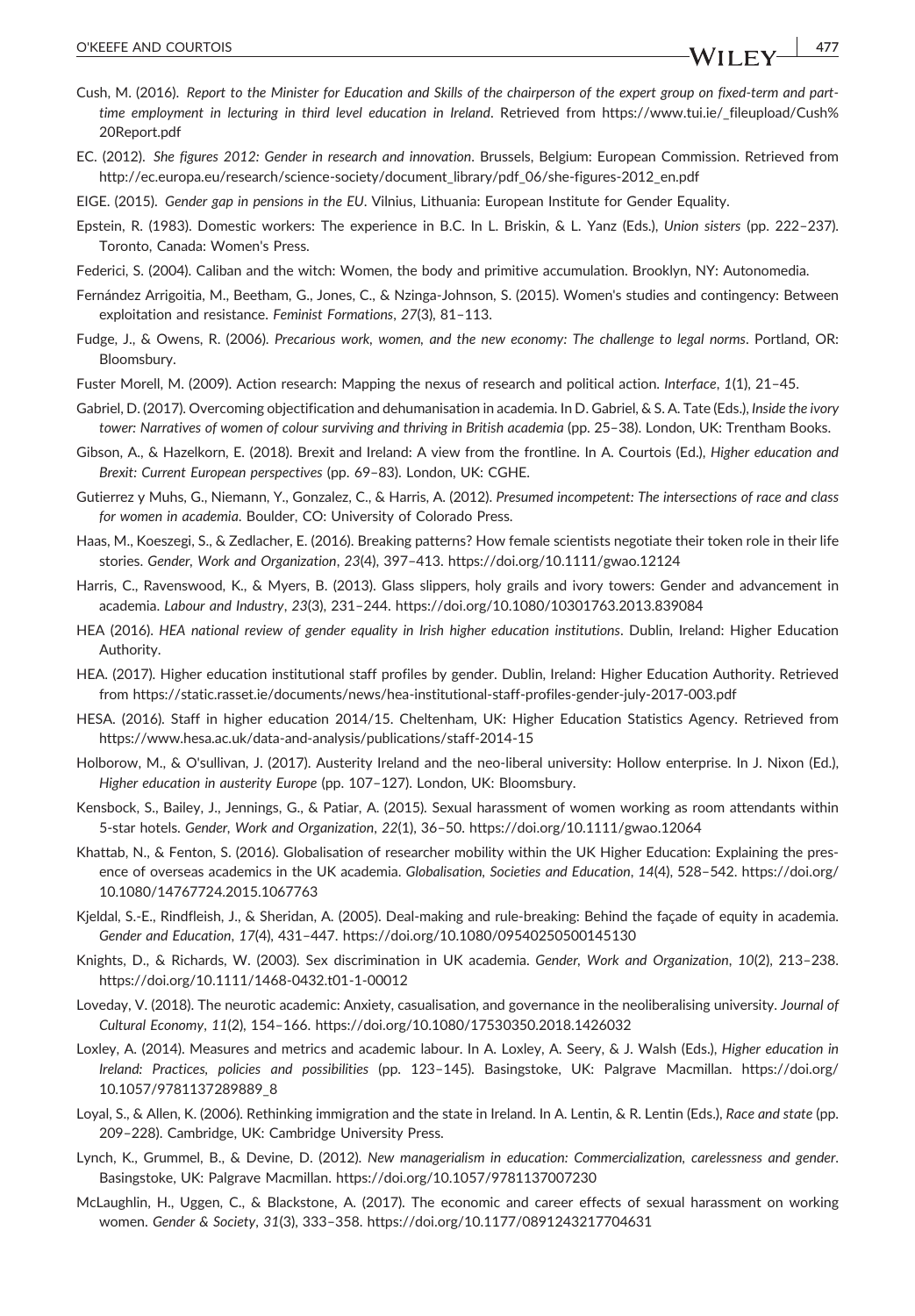Cush, M. (2016). *Report to the Minister for Education and Skills of the chairperson of the expert group on fixed-term and part-time employment in lecturing in third level education in Ireland*. Retrieved from https://www.tui.ie/_fileupload/Cush%20Report.pdf

EC. (2012). *She figures 2012: Gender in research and innovation*. Brussels, Belgium: European Commission. Retrieved from http://ec.europa.eu/research/science-society/document_library/pdf_06/she-figures-2012_en.pdf

EIGE. (2015). *Gender gap in pensions in the EU*. Vilnius, Lithuania: European Institute for Gender Equality.

Epstein, R. (1983). Domestic workers: The experience in B.C. In L. Briskin, & L. Yanz (Eds.), *Union sisters* (pp. 222–237). Toronto, Canada: Women's Press.

Federici, S. (2004). Caliban and the witch: Women, the body and primitive accumulation. Brooklyn, NY: Autonomedia.

Fernández Arrigoitia, M., Beetham, G., Jones, C., & Nzinga-Johnson, S. (2015). Women's studies and contingency: Between exploitation and resistance. *Feminist Formations*, *27*(3), 81–113.

Fudge, J., & Owens, R. (2006). *Precarious work, women, and the new economy: The challenge to legal norms*. Portland, OR: Bloomsbury.

Fuster Morell, M. (2009). Action research: Mapping the nexus of research and political action. *Interface*, *1*(1), 21–45.

Gabriel, D. (2017). Overcoming objectification and dehumanisation in academia. In D. Gabriel, & S. A. Tate (Eds.), *Inside the ivory tower: Narratives of women of colour surviving and thriving in British academia* (pp. 25–38). London, UK: Trentham Books.

Gibson, A., & Hazelkorn, E. (2018). Brexit and Ireland: A view from the frontline. In A. Courtois (Ed.), *Higher education and Brexit: Current European perspectives* (pp. 69–83). London, UK: CGHE.

Gutierrez y Muhs, G., Niemann, Y., Gonzalez, C., & Harris, A. (2012). *Presumed incompetent: The intersections of race and class for women in academia*. Boulder, CO: University of Colorado Press.

Haas, M., Koeszegi, S., & Zedlacher, E. (2016). Breaking patterns? How female scientists negotiate their token role in their life stories. *Gender, Work and Organization*, *23*(4), 397–413. https://doi.org/10.1111/gwao.12124

Harris, C., Ravenswood, K., & Myers, B. (2013). Glass slippers, holy grails and ivory towers: Gender and advancement in academia. *Labour and Industry*, *23*(3), 231–244. https://doi.org/10.1080/10301763.2013.839084

HEA (2016). *HEA national review of gender equality in Irish higher education institutions*. Dublin, Ireland: Higher Education Authority.

HEA. (2017). Higher education institutional staff profiles by gender. Dublin, Ireland: Higher Education Authority. Retrieved from https://static.rasset.ie/documents/news/hea-institutional-staff-profiles-gender-july-2017-003.pdf

HESA. (2016). Staff in higher education 2014/15. Cheltenham, UK: Higher Education Statistics Agency. Retrieved from https://www.hesa.ac.uk/data-and-analysis/publications/staff-2014-15

Holborow, M., & O'sullivan, J. (2017). Austerity Ireland and the neo-liberal university: Hollow enterprise. In J. Nixon (Ed.), *Higher education in austerity Europe* (pp. 107–127). London, UK: Bloomsbury.

Kensbock, S., Bailey, J., Jennings, G., & Patiar, A. (2015). Sexual harassment of women working as room attendants within 5-star hotels. *Gender, Work and Organization*, *22*(1), 36–50. https://doi.org/10.1111/gwao.12064

Khattab, N., & Fenton, S. (2016). Globalisation of researcher mobility within the UK Higher Education: Explaining the presence of overseas academics in the UK academia. *Globalisation, Societies and Education*, *14*(4), 528–542. https://doi.org/10.1080/14767724.2015.1067763

Kjeldal, S.-E., Rindfleish, J., & Sheridan, A. (2005). Deal-making and rule-breaking: Behind the façade of equity in academia. *Gender and Education*, *17*(4), 431–447. https://doi.org/10.1080/09540250500145130

Knights, D., & Richards, W. (2003). Sex discrimination in UK academia. *Gender, Work and Organization*, *10*(2), 213–238. https://doi.org/10.1111/1468-0432.t01-1-00012

Loveday, V. (2018). The neurotic academic: Anxiety, casualisation, and governance in the neoliberalising university. *Journal of Cultural Economy*, *11*(2), 154–166. https://doi.org/10.1080/17530350.2018.1426032

Loxley, A. (2014). Measures and metrics and academic labour. In A. Loxley, A. Seery, & J. Walsh (Eds.), *Higher education in Ireland: Practices, policies and possibilities* (pp. 123–145). Basingstoke, UK: Palgrave Macmillan. https://doi.org/10.1057/9781137289889_8

Loyal, S., & Allen, K. (2006). Rethinking immigration and the state in Ireland. In A. Lentin, & R. Lentin (Eds.), *Race and state* (pp. 209–228). Cambridge, UK: Cambridge University Press.

Lynch, K., Grummel, B., & Devine, D. (2012). *New managerialism in education: Commercialization, carelessness and gender*. Basingstoke, UK: Palgrave Macmillan. https://doi.org/10.1057/9781137007230

McLaughlin, H., Uggen, C., & Blackstone, A. (2017). The economic and career effects of sexual harassment on working women. *Gender & Society*, *31*(3), 333–358. https://doi.org/10.1177/0891243217704631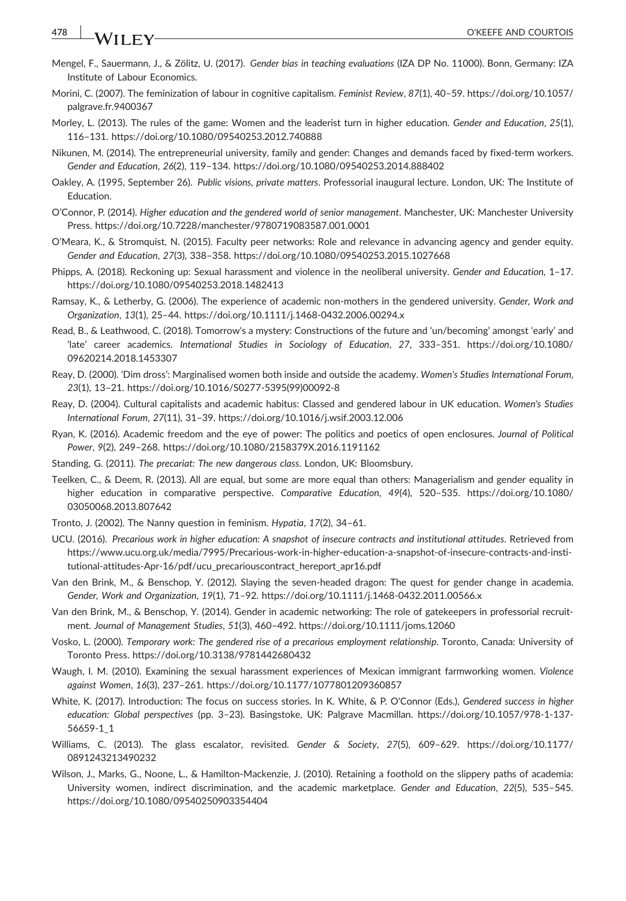Mengel, F., Sauermann, J., & Zölitz, U. (2017). *Gender bias in teaching evaluations* (IZA DP No. 11000). Bonn, Germany: IZA Institute of Labour Economics.

Morini, C. (2007). The feminization of labour in cognitive capitalism. *Feminist Review*, *87*(1), 40–59. https://doi.org/10.1057/palgrave.fr.9400367

Morley, L. (2013). The rules of the game: Women and the leaderist turn in higher education. *Gender and Education*, *25*(1), 116–131. https://doi.org/10.1080/09540253.2012.740888

Nikunen, M. (2014). The entrepreneurial university, family and gender: Changes and demands faced by fixed-term workers. *Gender and Education*, *26*(2), 119–134. https://doi.org/10.1080/09540253.2014.888402

Oakley, A. (1995, September 26). *Public visions, private matters*. Professorial inaugural lecture. London, UK: The Institute of Education.

O'Connor, P. (2014). *Higher education and the gendered world of senior management*. Manchester, UK: Manchester University Press. https://doi.org/10.7228/manchester/9780719083587.001.0001

O'Meara, K., & Stromquist, N. (2015). Faculty peer networks: Role and relevance in advancing agency and gender equity. *Gender and Education*, *27*(3), 338–358. https://doi.org/10.1080/09540253.2015.1027668

Phipps, A. (2018). Reckoning up: Sexual harassment and violence in the neoliberal university. *Gender and Education*, 1–17. https://doi.org/10.1080/09540253.2018.1482413

Ramsay, K., & Letherby, G. (2006). The experience of academic non-mothers in the gendered university. *Gender, Work and Organization*, *13*(1), 25–44. https://doi.org/10.1111/j.1468-0432.2006.00294.x

Read, B., & Leathwood, C. (2018). Tomorrow's a mystery: Constructions of the future and 'un/becoming' amongst 'early' and 'late' career academics. *International Studies in Sociology of Education*, *27*, 333–351. https://doi.org/10.1080/09620214.2018.1453307

Reay, D. (2000). 'Dim dross': Marginalised women both inside and outside the academy. *Women's Studies International Forum*, *23*(1), 13–21. https://doi.org/10.1016/S0277-5395(99)00092-8

Reay, D. (2004). Cultural capitalists and academic habitus: Classed and gendered labour in UK education. *Women's Studies International Forum*, *27*(11), 31–39. https://doi.org/10.1016/j.wsif.2003.12.006

Ryan, K. (2016). Academic freedom and the eye of power: The politics and poetics of open enclosures. *Journal of Political Power*, *9*(2), 249–268. https://doi.org/10.1080/2158379X.2016.1191162

Standing, G. (2011). *The precariat: The new dangerous class*. London, UK: Bloomsbury.

Teelken, C., & Deem, R. (2013). All are equal, but some are more equal than others: Managerialism and gender equality in higher education in comparative perspective. *Comparative Education*, *49*(4), 520–535. https://doi.org/10.1080/03050068.2013.807642

Tronto, J. (2002). The Nanny question in feminism. *Hypatia*, *17*(2), 34–61.

UCU. (2016). *Precarious work in higher education: A snapshot of insecure contracts and institutional attitudes*. Retrieved from https://www.ucu.org.uk/media/7995/Precarious-work-in-higher-education-a-snapshot-of-insecure-contracts-and-institutional-attitudes-Apr-16/pdf/ucu_precariouscontract_hereport_apr16.pdf

Van den Brink, M., & Benschop, Y. (2012). Slaying the seven-headed dragon: The quest for gender change in academia. *Gender, Work and Organization*, *19*(1), 71–92. https://doi.org/10.1111/j.1468-0432.2011.00566.x

Van den Brink, M., & Benschop, Y. (2014). Gender in academic networking: The role of gatekeepers in professorial recruitment. *Journal of Management Studies*, *51*(3), 460–492. https://doi.org/10.1111/joms.12060

Vosko, L. (2000). *Temporary work: The gendered rise of a precarious employment relationship*. Toronto, Canada: University of Toronto Press. https://doi.org/10.3138/9781442680432

Waugh, I. M. (2010). Examining the sexual harassment experiences of Mexican immigrant farmworking women. *Violence against Women*, *16*(3), 237–261. https://doi.org/10.1177/1077801209360857

White, K. (2017). Introduction: The focus on success stories. In K. White, & P. O'Connor (Eds.), *Gendered success in higher education: Global perspectives* (pp. 3–23). Basingstoke, UK: Palgrave Macmillan. https://doi.org/10.1057/978-1-137-56659-1_1

Williams, C. (2013). The glass escalator, revisited. *Gender & Society*, *27*(5), 609–629. https://doi.org/10.1177/0891243213490232

Wilson, J., Marks, G., Noone, L., & Hamilton-Mackenzie, J. (2010). Retaining a foothold on the slippery paths of academia: University women, indirect discrimination, and the academic marketplace. *Gender and Education*, *22*(5), 535–545. https://doi.org/10.1080/09540250903354404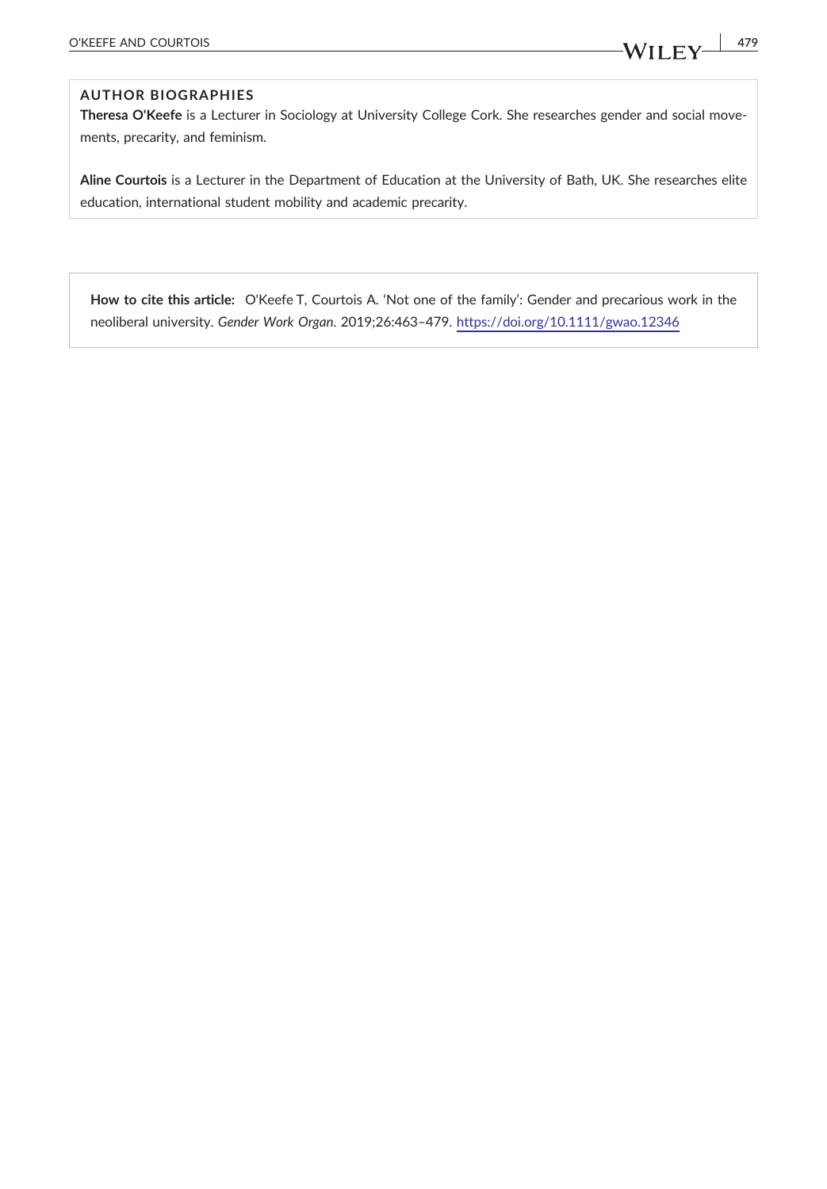## AUTHOR BIOGRAPHIES

**Theresa O'Keefe** is a Lecturer in Sociology at University College Cork. She researches gender and social movements, precarity, and feminism.

**Aline Courtois** is a Lecturer in the Department of Education at the University of Bath, UK. She researches elite education, international student mobility and academic precarity.

**How to cite this article:** O'Keefe T, Courtois A. 'Not one of the family': Gender and precarious work in the neoliberal university. *Gender Work Organ*. 2019;26:463–479. https://doi.org/10.1111/gwao.12346